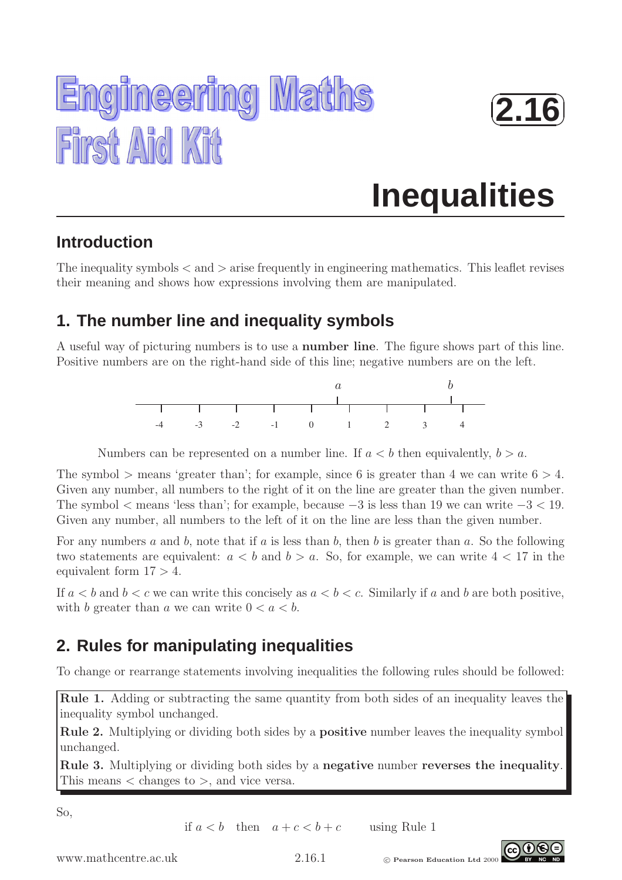# Engineering Maths First Aid Kit

**2.16**

# Inequalities

## Introduction

The inequality symbols $<$ and $>$ arise frequently in engineering mathematics. This leaflet revises their meaning and shows how expressions involving them are manipulated.

## 1. The number line and inequality symbols

A useful way of picturing numbers is to use a **number line**. The figure shows part of this line. Positive numbers are on the right-hand side of this line; negative numbers are on the left.

Numbers can be represented on a number line. If $a < b$ then equivalently, $b > a$.

The symbol $>$ means 'greater than'; for example, since 6 is greater than 4 we can write $6 > 4$. Given any number, all numbers to the right of it on the line are greater than the given number. The symbol $<$ means 'less than'; for example, because $-3$ is less than 19 we can write $-3 < 19$. Given any number, all numbers to the left of it on the line are less than the given number.

For any numbers $a$ and $b$, note that if $a$ is less than $b$, then $b$ is greater than $a$. So the following two statements are equivalent: $a < b$ and $b > a$. So, for example, we can write $4 < 17$ in the equivalent form $17 > 4$.

If $a < b$ and $b < c$ we can write this concisely as $a < b < c$. Similarly if $a$ and $b$ are both positive, with $b$ greater than $a$ we can write $0 < a < b$.

## 2. Rules for manipulating inequalities

To change or rearrange statements involving inequalities the following rules should be followed:

**Rule 1.** Adding or subtracting the same quantity from both sides of an inequality leaves the inequality symbol unchanged.

**Rule 2.** Multiplying or dividing both sides by a **positive** number leaves the inequality symbol unchanged.

**Rule 3.** Multiplying or dividing both sides by a **negative** number **reverses the inequality**. This means $<$ changes to $>$, and vice versa.

So,

$$\text{if } a < b \quad \text{then} \quad a + c < b + c \qquad \text{using Rule 1}$$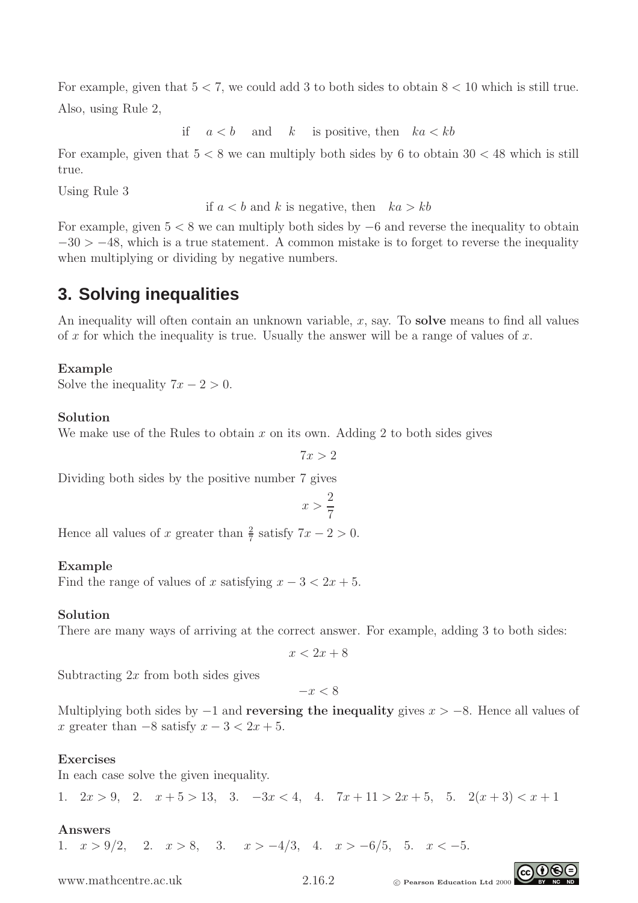For example, given that $5 < 7$, we could add 3 to both sides to obtain $8 < 10$ which is still true.

Also, using Rule 2,

$$\text{if} \quad a < b \quad \text{and} \quad k \quad \text{is positive, then} \quad ka < kb$$

For example, given that $5 < 8$ we can multiply both sides by 6 to obtain $30 < 48$ which is still true.

Using Rule 3

$$\text{if } a < b \text{ and } k \text{ is negative, then} \quad ka > kb$$

For example, given $5 < 8$ we can multiply both sides by $-6$ and reverse the inequality to obtain $-30 > -48$, which is a true statement. A common mistake is to forget to reverse the inequality when multiplying or dividing by negative numbers.

## 3. Solving inequalities

An inequality will often contain an unknown variable, $x$, say. To **solve** means to find all values of $x$ for which the inequality is true. Usually the answer will be a range of values of $x$.

**Example**

Solve the inequality $7x - 2 > 0$.

**Solution**

We make use of the Rules to obtain $x$ on its own. Adding 2 to both sides gives

$$7x > 2$$

Dividing both sides by the positive number 7 gives

$$x > \frac{2}{7}$$

Hence all values of $x$ greater than $\frac{2}{7}$ satisfy $7x - 2 > 0$.

**Example**

Find the range of values of $x$ satisfying $x - 3 < 2x + 5$.

**Solution**

There are many ways of arriving at the correct answer. For example, adding 3 to both sides:

$$x < 2x + 8$$

Subtracting $2x$ from both sides gives

$$-x < 8$$

Multiplying both sides by $-1$ and **reversing the inequality** gives $x > -8$. Hence all values of $x$ greater than $-8$ satisfy $x - 3 < 2x + 5$.

**Exercises**

In each case solve the given inequality.

1. $2x > 9$, 2. $x + 5 > 13$, 3. $-3x < 4$, 4. $7x + 11 > 2x + 5$, 5. $2(x + 3) < x + 1$

**Answers**

1. $x > 9/2$, 2. $x > 8$, 3. $x > -4/3$, 4. $x > -6/5$, 5. $x < -5$.